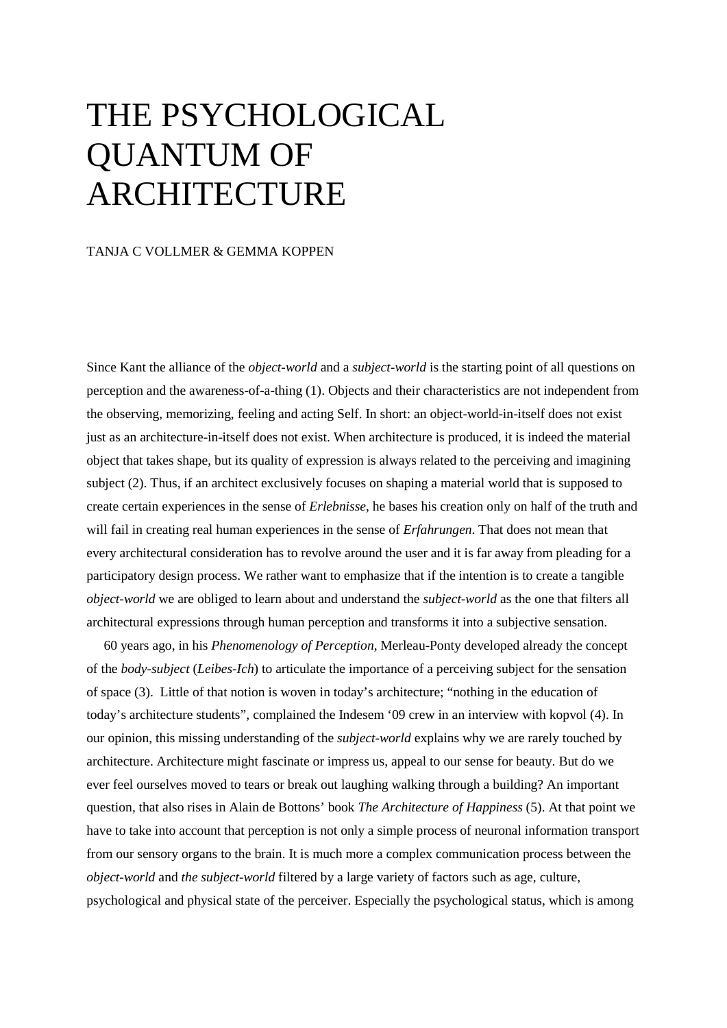# THE PSYCHOLOGICAL QUANTUM OF ARCHITECTURE

TANJA C VOLLMER & GEMMA KOPPEN

Since Kant the alliance of the *object-world* and a *subject-world* is the starting point of all questions on perception and the awareness-of-a-thing (1). Objects and their characteristics are not independent from the observing, memorizing, feeling and acting Self. In short: an object-world-in-itself does not exist just as an architecture-in-itself does not exist. When architecture is produced, it is indeed the material object that takes shape, but its quality of expression is always related to the perceiving and imagining subject (2). Thus, if an architect exclusively focuses on shaping a material world that is supposed to create certain experiences in the sense of *Erlebnisse*, he bases his creation only on half of the truth and will fail in creating real human experiences in the sense of *Erfahrungen*. That does not mean that every architectural consideration has to revolve around the user and it is far away from pleading for a participatory design process. We rather want to emphasize that if the intention is to create a tangible *object-world* we are obliged to learn about and understand the *subject-world* as the one that filters all architectural expressions through human perception and transforms it into a subjective sensation.

60 years ago, in his *Phenomenology of Perception*, Merleau-Ponty developed already the concept of the *body-subject* (*Leibes-Ich*) to articulate the importance of a perceiving subject for the sensation of space (3). Little of that notion is woven in today's architecture; "nothing in the education of today's architecture students", complained the Indesem '09 crew in an interview with kopvol (4). In our opinion, this missing understanding of the *subject-world* explains why we are rarely touched by architecture. Architecture might fascinate or impress us, appeal to our sense for beauty. But do we ever feel ourselves moved to tears or break out laughing walking through a building? An important question, that also rises in Alain de Bottons' book *The Architecture of Happiness* (5). At that point we have to take into account that perception is not only a simple process of neuronal information transport from our sensory organs to the brain. It is much more a complex communication process between the *object-world* and *the subject-world* filtered by a large variety of factors such as age, culture, psychological and physical state of the perceiver. Especially the psychological status, which is among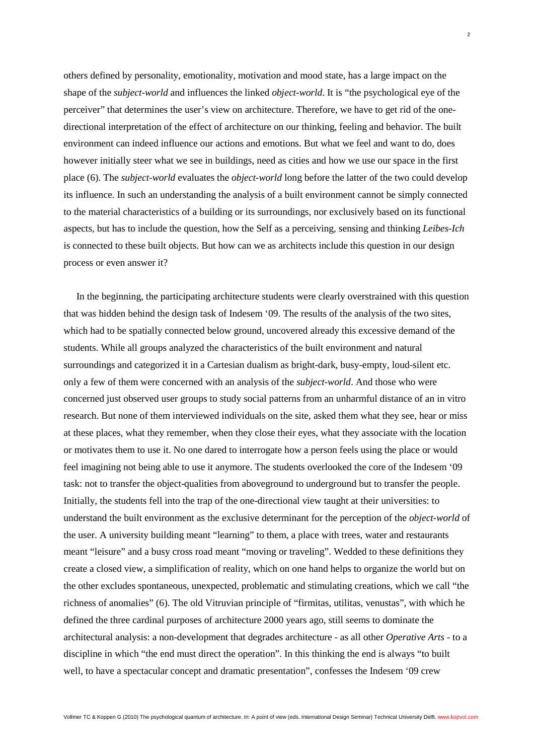others defined by personality, emotionality, motivation and mood state, has a large impact on the shape of the *subject-world* and influences the linked *object-world*. It is "the psychological eye of the perceiver" that determines the user's view on architecture. Therefore, we have to get rid of the one-directional interpretation of the effect of architecture on our thinking, feeling and behavior. The built environment can indeed influence our actions and emotions. But what we feel and want to do, does however initially steer what we see in buildings, need as cities and how we use our space in the first place (6). The *subject-world* evaluates the *object-world* long before the latter of the two could develop its influence. In such an understanding the analysis of a built environment cannot be simply connected to the material characteristics of a building or its surroundings, nor exclusively based on its functional aspects, but has to include the question, how the Self as a perceiving, sensing and thinking *Leibes-Ich* is connected to these built objects. But how can we as architects include this question in our design process or even answer it?

In the beginning, the participating architecture students were clearly overstrained with this question that was hidden behind the design task of Indesem '09. The results of the analysis of the two sites, which had to be spatially connected below ground, uncovered already this excessive demand of the students. While all groups analyzed the characteristics of the built environment and natural surroundings and categorized it in a Cartesian dualism as bright-dark, busy-empty, loud-silent etc. only a few of them were concerned with an analysis of the *subject-world*. And those who were concerned just observed user groups to study social patterns from an unharmful distance of an in vitro research. But none of them interviewed individuals on the site, asked them what they see, hear or miss at these places, what they remember, when they close their eyes, what they associate with the location or motivates them to use it. No one dared to interrogate how a person feels using the place or would feel imagining not being able to use it anymore. The students overlooked the core of the Indesem '09 task: not to transfer the object-qualities from aboveground to underground but to transfer the people. Initially, the students fell into the trap of the one-directional view taught at their universities: to understand the built environment as the exclusive determinant for the perception of the *object-world* of the user. A university building meant "learning" to them, a place with trees, water and restaurants meant "leisure" and a busy cross road meant "moving or traveling". Wedded to these definitions they create a closed view, a simplification of reality, which on one hand helps to organize the world but on the other excludes spontaneous, unexpected, problematic and stimulating creations, which we call "the richness of anomalies" (6). The old Vitruvian principle of "firmitas, utilitas, venustas", with which he defined the three cardinal purposes of architecture 2000 years ago, still seems to dominate the architectural analysis: a non-development that degrades architecture - as all other *Operative Arts* - to a discipline in which "the end must direct the operation". In this thinking the end is always "to built well, to have a spectacular concept and dramatic presentation", confesses the Indesem '09 crew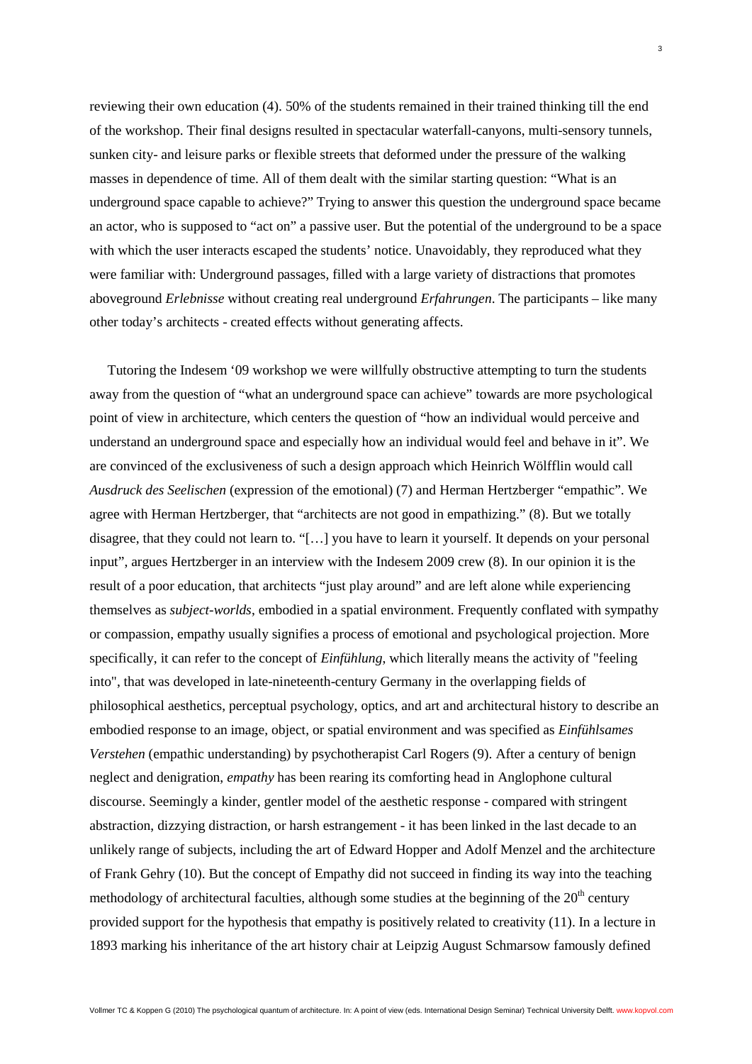reviewing their own education (4). 50% of the students remained in their trained thinking till the end of the workshop. Their final designs resulted in spectacular waterfall-canyons, multi-sensory tunnels, sunken city- and leisure parks or flexible streets that deformed under the pressure of the walking masses in dependence of time. All of them dealt with the similar starting question: "What is an underground space capable to achieve?" Trying to answer this question the underground space became an actor, who is supposed to "act on" a passive user. But the potential of the underground to be a space with which the user interacts escaped the students' notice. Unavoidably, they reproduced what they were familiar with: Underground passages, filled with a large variety of distractions that promotes aboveground *Erlebnisse* without creating real underground *Erfahrungen*. The participants – like many other today's architects - created effects without generating affects.

Tutoring the Indesem '09 workshop we were willfully obstructive attempting to turn the students away from the question of "what an underground space can achieve" towards are more psychological point of view in architecture, which centers the question of "how an individual would perceive and understand an underground space and especially how an individual would feel and behave in it". We are convinced of the exclusiveness of such a design approach which Heinrich Wölfflin would call *Ausdruck des Seelischen* (expression of the emotional) (7) and Herman Hertzberger "empathic". We agree with Herman Hertzberger, that "architects are not good in empathizing." (8). But we totally disagree, that they could not learn to. "[…] you have to learn it yourself. It depends on your personal input", argues Hertzberger in an interview with the Indesem 2009 crew (8). In our opinion it is the result of a poor education, that architects "just play around" and are left alone while experiencing themselves as *subject-worlds*, embodied in a spatial environment. Frequently conflated with sympathy or compassion, empathy usually signifies a process of emotional and psychological projection. More specifically, it can refer to the concept of *Einfühlung*, which literally means the activity of "feeling into", that was developed in late-nineteenth-century Germany in the overlapping fields of philosophical aesthetics, perceptual psychology, optics, and art and architectural history to describe an embodied response to an image, object, or spatial environment and was specified as *Einfühlsames Verstehen* (empathic understanding) by psychotherapist Carl Rogers (9). After a century of benign neglect and denigration, *empathy* has been rearing its comforting head in Anglophone cultural discourse. Seemingly a kinder, gentler model of the aesthetic response - compared with stringent abstraction, dizzying distraction, or harsh estrangement - it has been linked in the last decade to an unlikely range of subjects, including the art of Edward Hopper and Adolf Menzel and the architecture of Frank Gehry (10). But the concept of Empathy did not succeed in finding its way into the teaching methodology of architectural faculties, although some studies at the beginning of the 20th century provided support for the hypothesis that empathy is positively related to creativity (11). In a lecture in 1893 marking his inheritance of the art history chair at Leipzig August Schmarsow famously defined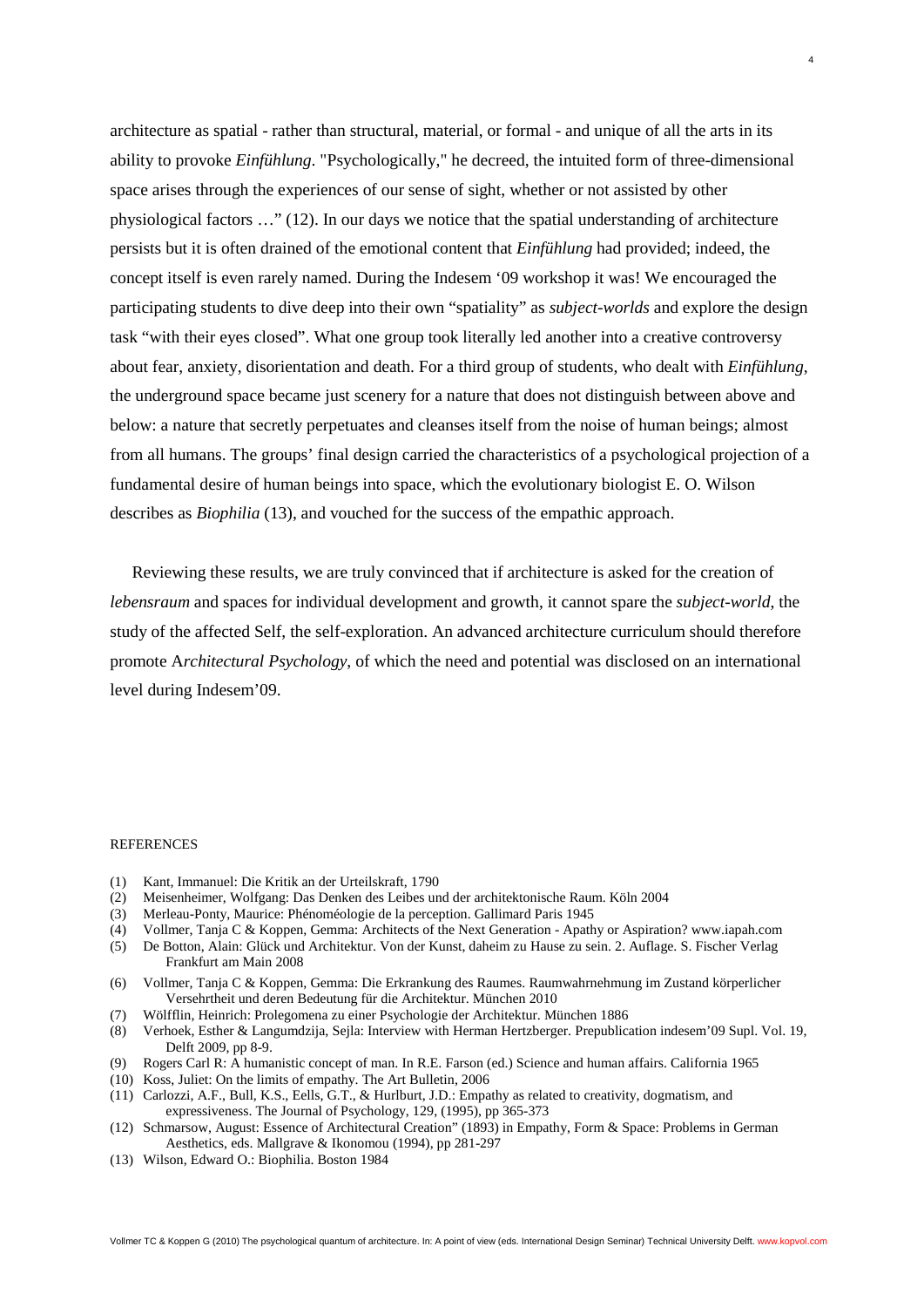architecture as spatial - rather than structural, material, or formal - and unique of all the arts in its ability to provoke *Einfühlung*. "Psychologically," he decreed, the intuited form of three-dimensional space arises through the experiences of our sense of sight, whether or not assisted by other physiological factors …" (12). In our days we notice that the spatial understanding of architecture persists but it is often drained of the emotional content that *Einfühlung* had provided; indeed, the concept itself is even rarely named. During the Indesem '09 workshop it was! We encouraged the participating students to dive deep into their own "spatiality" as *subject-worlds* and explore the design task "with their eyes closed". What one group took literally led another into a creative controversy about fear, anxiety, disorientation and death. For a third group of students, who dealt with *Einfühlung*, the underground space became just scenery for a nature that does not distinguish between above and below: a nature that secretly perpetuates and cleanses itself from the noise of human beings; almost from all humans. The groups' final design carried the characteristics of a psychological projection of a fundamental desire of human beings into space, which the evolutionary biologist E. O. Wilson describes as *Biophilia* (13), and vouched for the success of the empathic approach.

Reviewing these results, we are truly convinced that if architecture is asked for the creation of *lebensraum* and spaces for individual development and growth, it cannot spare the *subject-world*, the study of the affected Self, the self-exploration. An advanced architecture curriculum should therefore promote A*rchitectural Psychology*, of which the need and potential was disclosed on an international level during Indesem'09.

REFERENCES

(1) Kant, Immanuel: Die Kritik an der Urteilskraft, 1790
(2) Meisenheimer, Wolfgang: Das Denken des Leibes und der architektonische Raum. Köln 2004
(3) Merleau-Ponty, Maurice: Phénoméologie de la perception. Gallimard Paris 1945
(4) Vollmer, Tanja C & Koppen, Gemma: Architects of the Next Generation - Apathy or Aspiration? www.iapah.com
(5) De Botton, Alain: Glück und Architektur. Von der Kunst, daheim zu Hause zu sein. 2. Auflage. S. Fischer Verlag Frankfurt am Main 2008
(6) Vollmer, Tanja C & Koppen, Gemma: Die Erkrankung des Raumes. Raumwahrnehmung im Zustand körperlicher Versehrtheit und deren Bedeutung für die Architektur. München 2010
(7) Wölfflin, Heinrich: Prolegomena zu einer Psychologie der Architektur. München 1886
(8) Verhoek, Esther & Langumdzija, Sejla: Interview with Herman Hertzberger. Prepublication indesem'09 Supl. Vol. 19, Delft 2009, pp 8-9.
(9) Rogers Carl R: A humanistic concept of man. In R.E. Farson (ed.) Science and human affairs. California 1965
(10) Koss, Juliet: On the limits of empathy. The Art Bulletin, 2006
(11) Carlozzi, A.F., Bull, K.S., Eells, G.T., & Hurlburt, J.D.: Empathy as related to creativity, dogmatism, and expressiveness. The Journal of Psychology, 129, (1995), pp 365-373
(12) Schmarsow, August: Essence of Architectural Creation" (1893) in Empathy, Form & Space: Problems in German Aesthetics, eds. Mallgrave & Ikonomou (1994), pp 281-297
(13) Wilson, Edward O.: Biophilia. Boston 1984